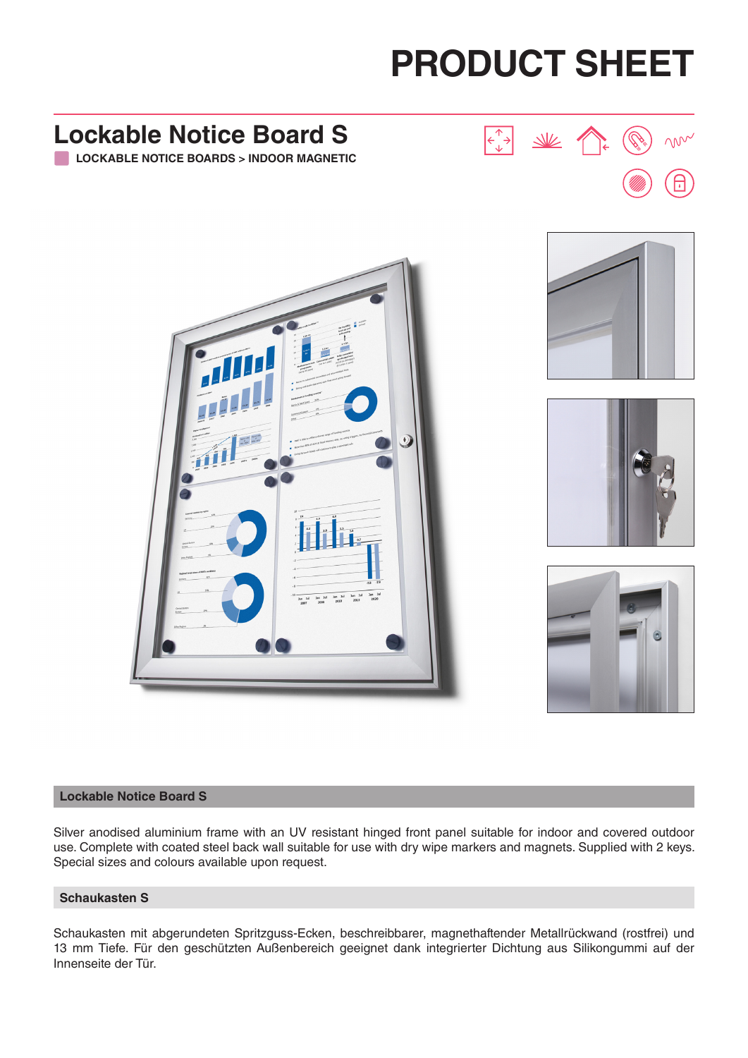# PRODUCT SHEET

## Lockable Notice Board S

LOCKABLE NOTICE BOARDS > INDOOR MAGNETIC

### Lockable Notice Board S

Silver anodised aluminium frame with an UV resistant hinged front panel suitable for indoor and covered outdoor use. Complete with coated steel back wall suitable for use with dry wipe markers and magnets. Supplied with 2 keys. Special sizes and colours available upon request.

### Schaukasten S

Schaukasten mit abgerundeten Spritzguss-Ecken, beschreibbarer, magnethaftender Metallrückwand (rostfrei) und 13 mm Tiefe. Für den geschützten Außenbereich geeignet dank integrierter Dichtung aus Silikongummi auf der Innenseite der Tür.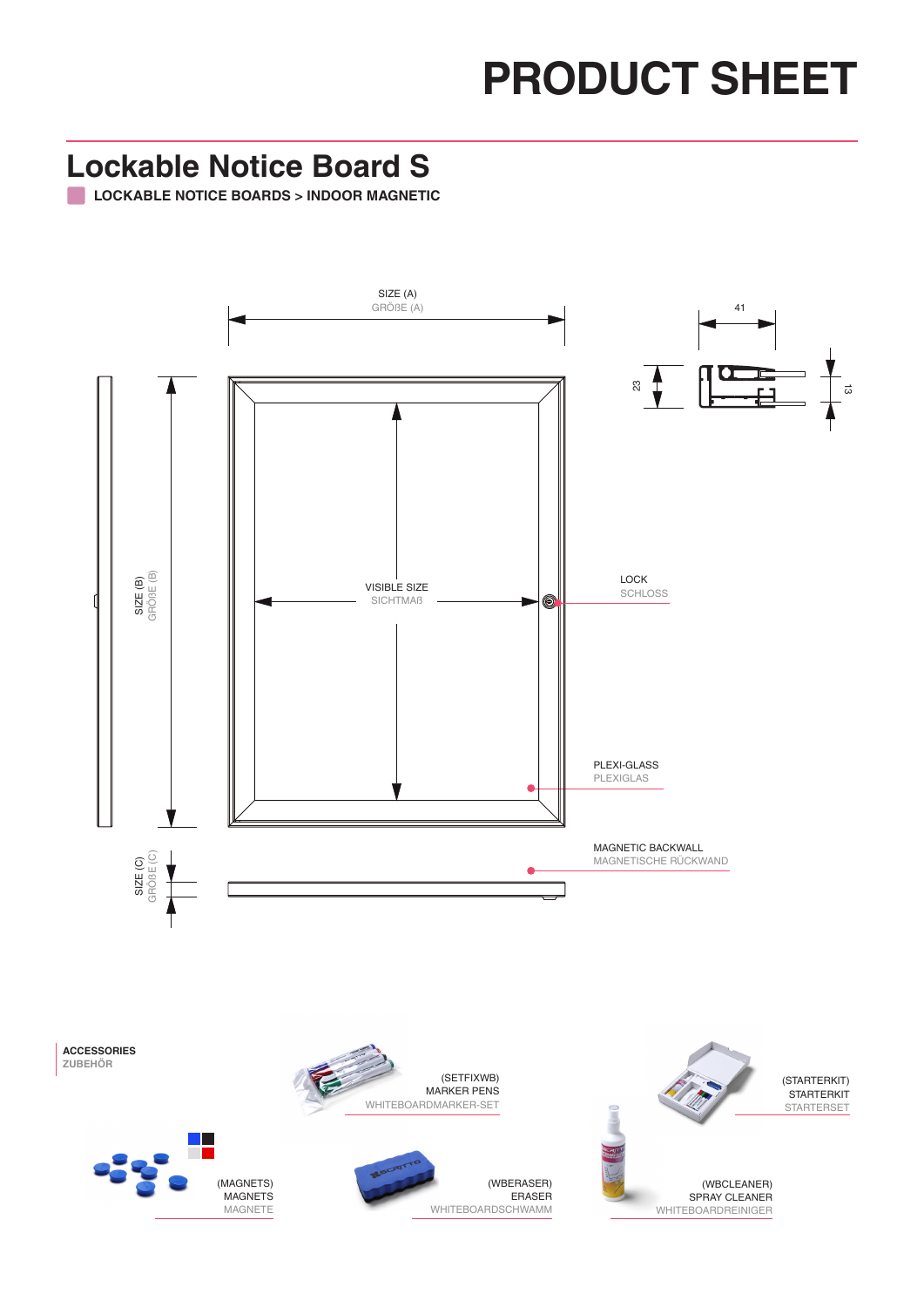# PRODUCT SHEET

## Lockable Notice Board S

**LOCKABLE NOTICE BOARDS > INDOOR MAGNETIC**

SIZE (A)
GRÖßE (A)

41

23

13

SIZE (B)
GRÖßE (B)

VISIBLE SIZE
SICHTMAß

LOCK
SCHLOSS

PLEXI-GLASS
PLEXIGLAS

MAGNETIC BACKWALL
MAGNETISCHE RÜCKWAND

SIZE (C)
GRÖßE (C)

**ACCESSORIES**
**ZUBEHÖR**

(SETFIXWB)
MARKER PENS
WHITEBOARDMARKER-SET

(STARTERKIT)
STARTERKIT
STARTERSET

(MAGNETS)
MAGNETS
MAGNETE

(WBERASER)
ERASER
WHITEBOARDSCHWAMM

(WBCLEANER)
SPRAY CLEANER
WHITEBOARDREINIGER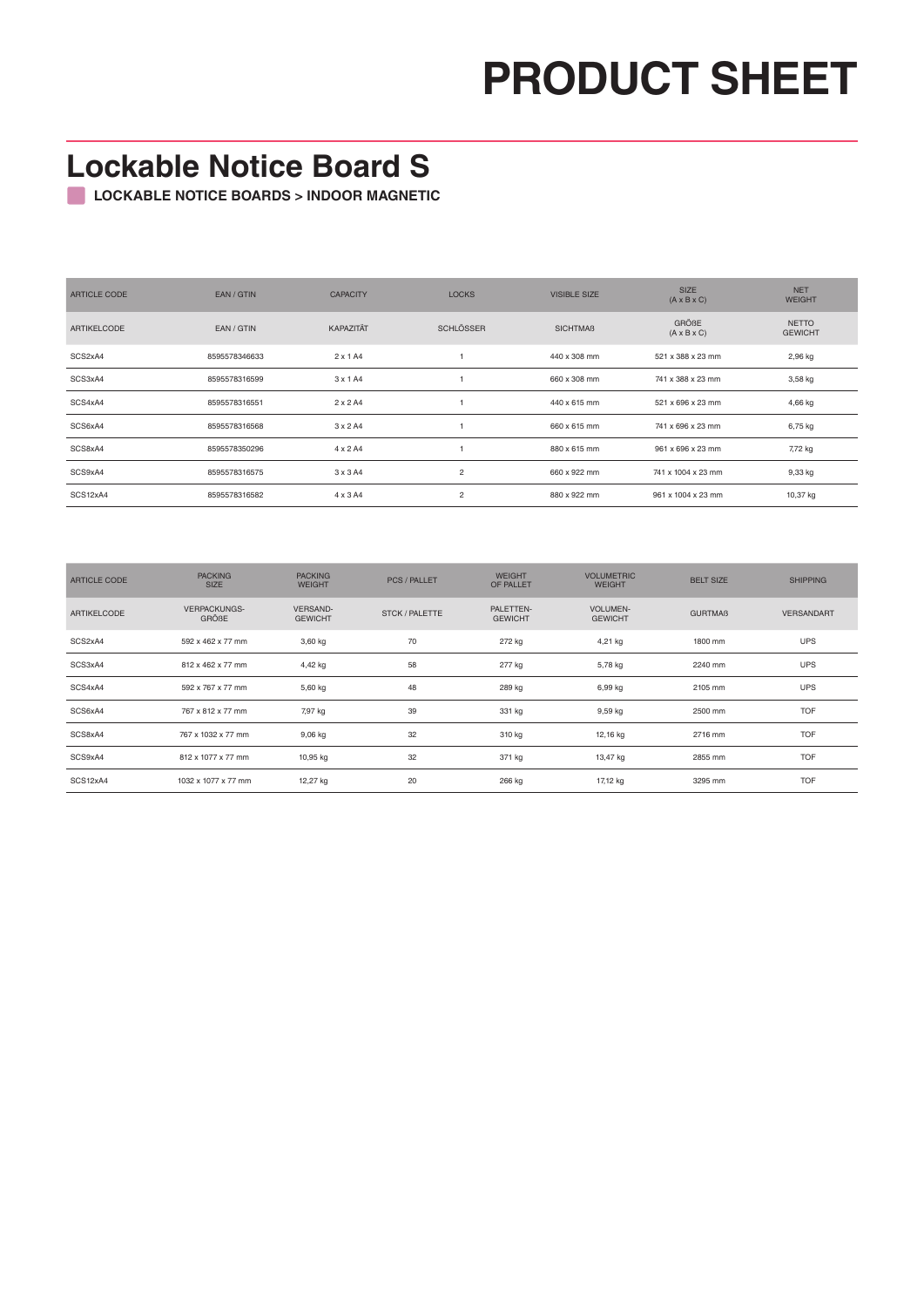# PRODUCT SHEET

## Lockable Notice Board S

**LOCKABLE NOTICE BOARDS > INDOOR MAGNETIC**

| ARTICLE CODE | EAN / GTIN | CAPACITY | LOCKS | VISIBLE SIZE | SIZE (A x B x C) | NET WEIGHT |
|---|---|---|---|---|---|---|
| ARTIKELCODE | EAN / GTIN | KAPAZITÄT | SCHLÖSSER | SICHTMAß | GRÖßE (A x B x C) | NETTO GEWICHT |
| SCS2xA4 | 8595578346633 | 2 x 1 A4 | 1 | 440 x 308 mm | 521 x 388 x 23 mm | 2,96 kg |
| SCS3xA4 | 8595578316599 | 3 x 1 A4 | 1 | 660 x 308 mm | 741 x 388 x 23 mm | 3,58 kg |
| SCS4xA4 | 8595578316551 | 2 x 2 A4 | 1 | 440 x 615 mm | 521 x 696 x 23 mm | 4,66 kg |
| SCS6xA4 | 8595578316568 | 3 x 2 A4 | 1 | 660 x 615 mm | 741 x 696 x 23 mm | 6,75 kg |
| SCS8xA4 | 8595578350296 | 4 x 2 A4 | 1 | 880 x 615 mm | 961 x 696 x 23 mm | 7,72 kg |
| SCS9xA4 | 8595578316575 | 3 x 3 A4 | 2 | 660 x 922 mm | 741 x 1004 x 23 mm | 9,33 kg |
| SCS12xA4 | 8595578316582 | 4 x 3 A4 | 2 | 880 x 922 mm | 961 x 1004 x 23 mm | 10,37 kg |

| ARTICLE CODE | PACKING SIZE | PACKING WEIGHT | PCS / PALLET | WEIGHT OF PALLET | VOLUMETRIC WEIGHT | BELT SIZE | SHIPPING |
|---|---|---|---|---|---|---|---|
| ARTIKELCODE | VERPACKUNGS-GRÖßE | VERSAND-GEWICHT | STCK / PALETTE | PALETTEN-GEWICHT | VOLUMEN-GEWICHT | GURTMAß | VERSANDART |
| SCS2xA4 | 592 x 462 x 77 mm | 3,60 kg | 70 | 272 kg | 4,21 kg | 1800 mm | UPS |
| SCS3xA4 | 812 x 462 x 77 mm | 4,42 kg | 58 | 277 kg | 5,78 kg | 2240 mm | UPS |
| SCS4xA4 | 592 x 767 x 77 mm | 5,60 kg | 48 | 289 kg | 6,99 kg | 2105 mm | UPS |
| SCS6xA4 | 767 x 812 x 77 mm | 7,97 kg | 39 | 331 kg | 9,59 kg | 2500 mm | TOF |
| SCS8xA4 | 767 x 1032 x 77 mm | 9,06 kg | 32 | 310 kg | 12,16 kg | 2716 mm | TOF |
| SCS9xA4 | 812 x 1077 x 77 mm | 10,95 kg | 32 | 371 kg | 13,47 kg | 2855 mm | TOF |
| SCS12xA4 | 1032 x 1077 x 77 mm | 12,27 kg | 20 | 266 kg | 17,12 kg | 3295 mm | TOF |